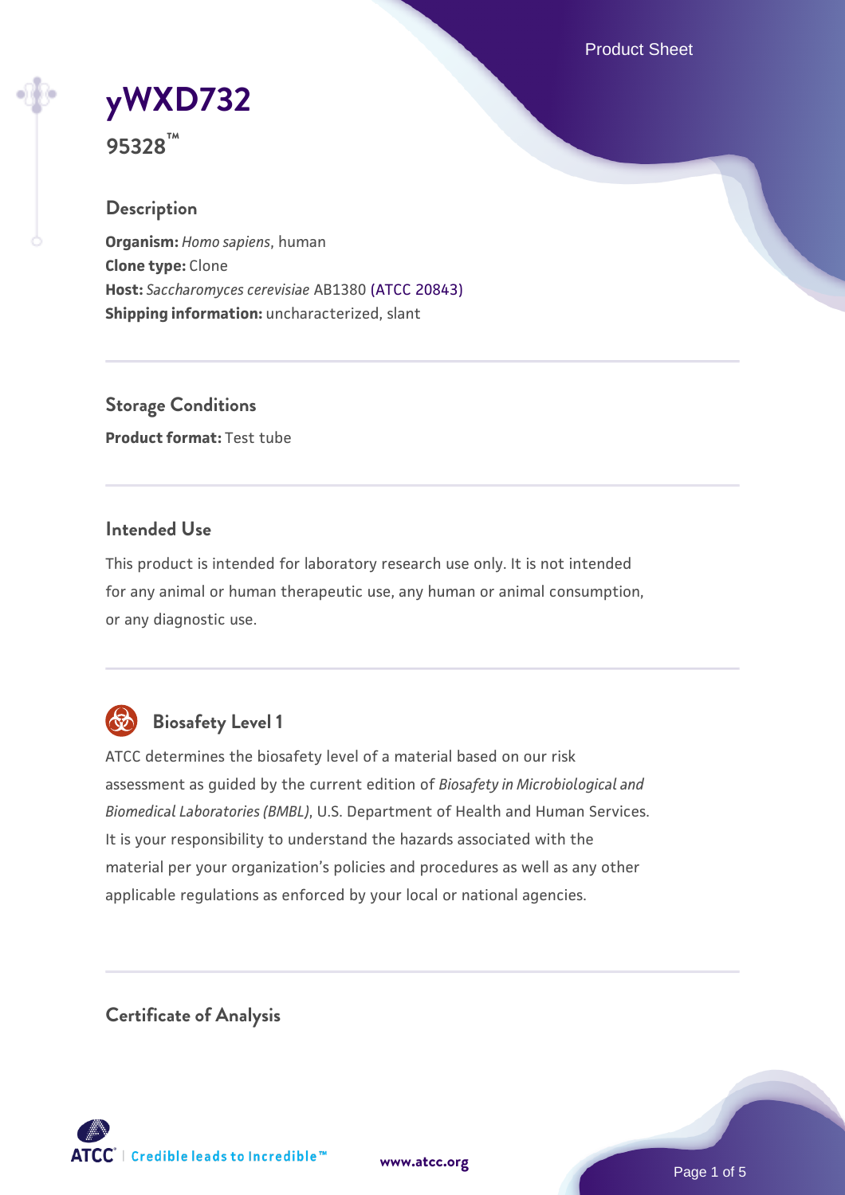# yWXD732

**95328™**

## Description

**Organism:** *Homo sapiens*, human
**Clone type:** Clone
**Host:** *Saccharomyces cerevisiae* AB1380 (ATCC 20843)
**Shipping information:** uncharacterized, slant

## Storage Conditions

**Product format:** Test tube

## Intended Use

This product is intended for laboratory research use only. It is not intended for any animal or human therapeutic use, any human or animal consumption, or any diagnostic use.

## Biosafety Level 1

ATCC determines the biosafety level of a material based on our risk assessment as guided by the current edition of *Biosafety in Microbiological and Biomedical Laboratories (BMBL)*, U.S. Department of Health and Human Services. It is your responsibility to understand the hazards associated with the material per your organization's policies and procedures as well as any other applicable regulations as enforced by your local or national agencies.

## Certificate of Analysis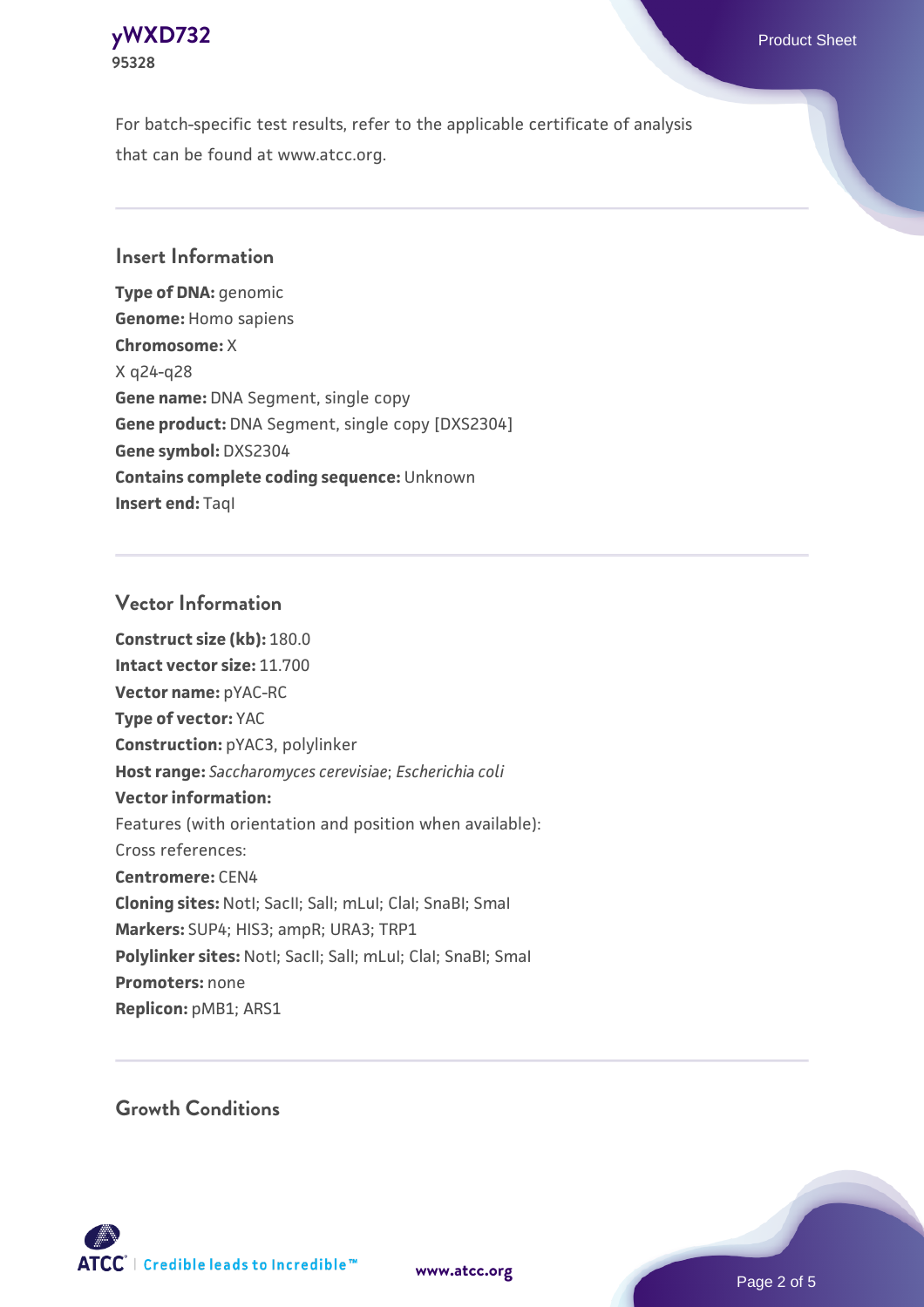For batch-specific test results, refer to the applicable certificate of analysis that can be found at www.atcc.org.

## Insert Information

**Type of DNA:** genomic
**Genome:** Homo sapiens
**Chromosome:** X
X q24-q28
**Gene name:** DNA Segment, single copy
**Gene product:** DNA Segment, single copy [DXS2304]
**Gene symbol:** DXS2304
**Contains complete coding sequence:** Unknown
**Insert end:** TaqI

## Vector Information

**Construct size (kb):** 180.0
**Intact vector size:** 11.700
**Vector name:** pYAC-RC
**Type of vector:** YAC
**Construction:** pYAC3, polylinker
**Host range:** *Saccharomyces cerevisiae*; *Escherichia coli*
**Vector information:**
Features (with orientation and position when available):
Cross references:
**Centromere:** CEN4
**Cloning sites:** NotI; SacII; SalI; mLuI; ClaI; SnaBI; SmaI
**Markers:** SUP4; HIS3; ampR; URA3; TRP1
**Polylinker sites:** NotI; SacII; SalI; mLuI; ClaI; SnaBI; SmaI
**Promoters:** none
**Replicon:** pMB1; ARS1

## Growth Conditions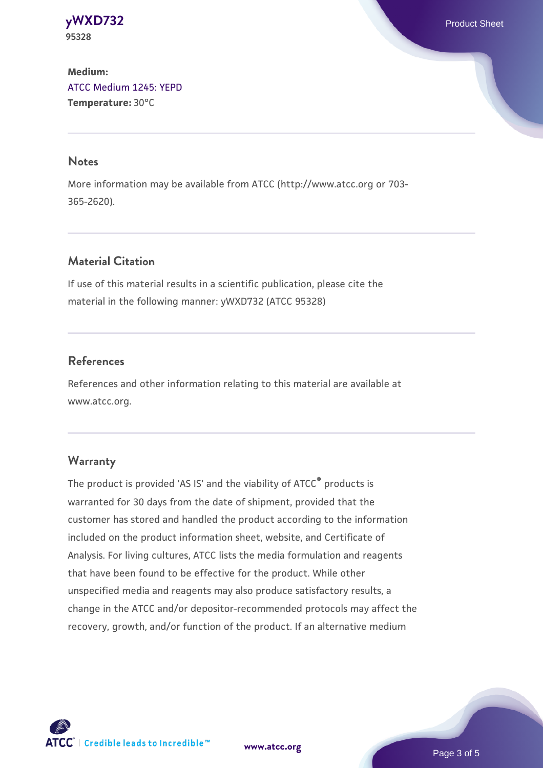**Medium:**
ATCC Medium 1245: YEPD
**Temperature:** 30°C

## Notes

More information may be available from ATCC (http://www.atcc.org or 703-365-2620).

## Material Citation

If use of this material results in a scientific publication, please cite the material in the following manner: yWXD732 (ATCC 95328)

## References

References and other information relating to this material are available at www.atcc.org.

## Warranty

The product is provided 'AS IS' and the viability of ATCC® products is warranted for 30 days from the date of shipment, provided that the customer has stored and handled the product according to the information included on the product information sheet, website, and Certificate of Analysis. For living cultures, ATCC lists the media formulation and reagents that have been found to be effective for the product. While other unspecified media and reagents may also produce satisfactory results, a change in the ATCC and/or depositor-recommended protocols may affect the recovery, growth, and/or function of the product. If an alternative medium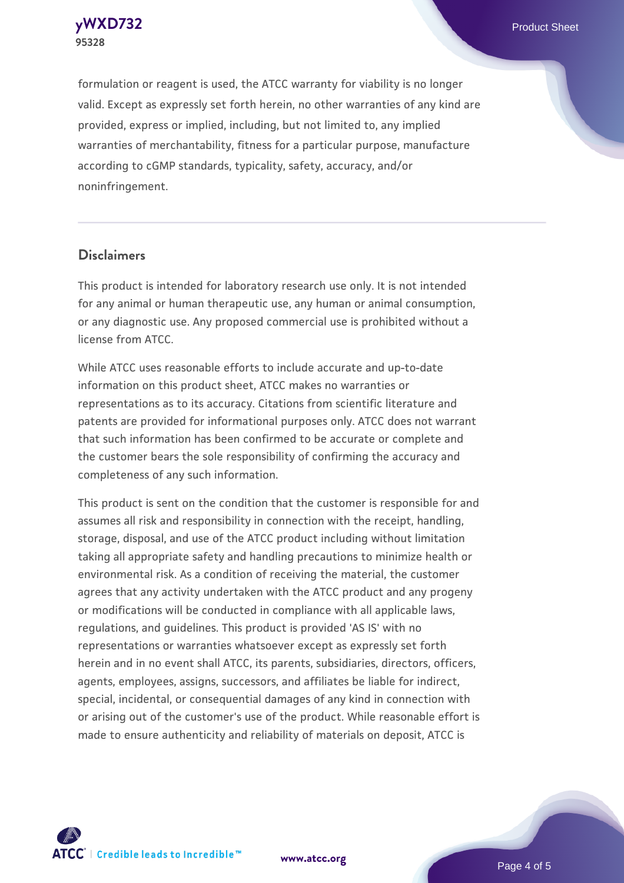formulation or reagent is used, the ATCC warranty for viability is no longer valid. Except as expressly set forth herein, no other warranties of any kind are provided, express or implied, including, but not limited to, any implied warranties of merchantability, fitness for a particular purpose, manufacture according to cGMP standards, typicality, safety, accuracy, and/or noninfringement.

## Disclaimers

This product is intended for laboratory research use only. It is not intended for any animal or human therapeutic use, any human or animal consumption, or any diagnostic use. Any proposed commercial use is prohibited without a license from ATCC.

While ATCC uses reasonable efforts to include accurate and up-to-date information on this product sheet, ATCC makes no warranties or representations as to its accuracy. Citations from scientific literature and patents are provided for informational purposes only. ATCC does not warrant that such information has been confirmed to be accurate or complete and the customer bears the sole responsibility of confirming the accuracy and completeness of any such information.

This product is sent on the condition that the customer is responsible for and assumes all risk and responsibility in connection with the receipt, handling, storage, disposal, and use of the ATCC product including without limitation taking all appropriate safety and handling precautions to minimize health or environmental risk. As a condition of receiving the material, the customer agrees that any activity undertaken with the ATCC product and any progeny or modifications will be conducted in compliance with all applicable laws, regulations, and guidelines. This product is provided 'AS IS' with no representations or warranties whatsoever except as expressly set forth herein and in no event shall ATCC, its parents, subsidiaries, directors, officers, agents, employees, assigns, successors, and affiliates be liable for indirect, special, incidental, or consequential damages of any kind in connection with or arising out of the customer's use of the product. While reasonable effort is made to ensure authenticity and reliability of materials on deposit, ATCC is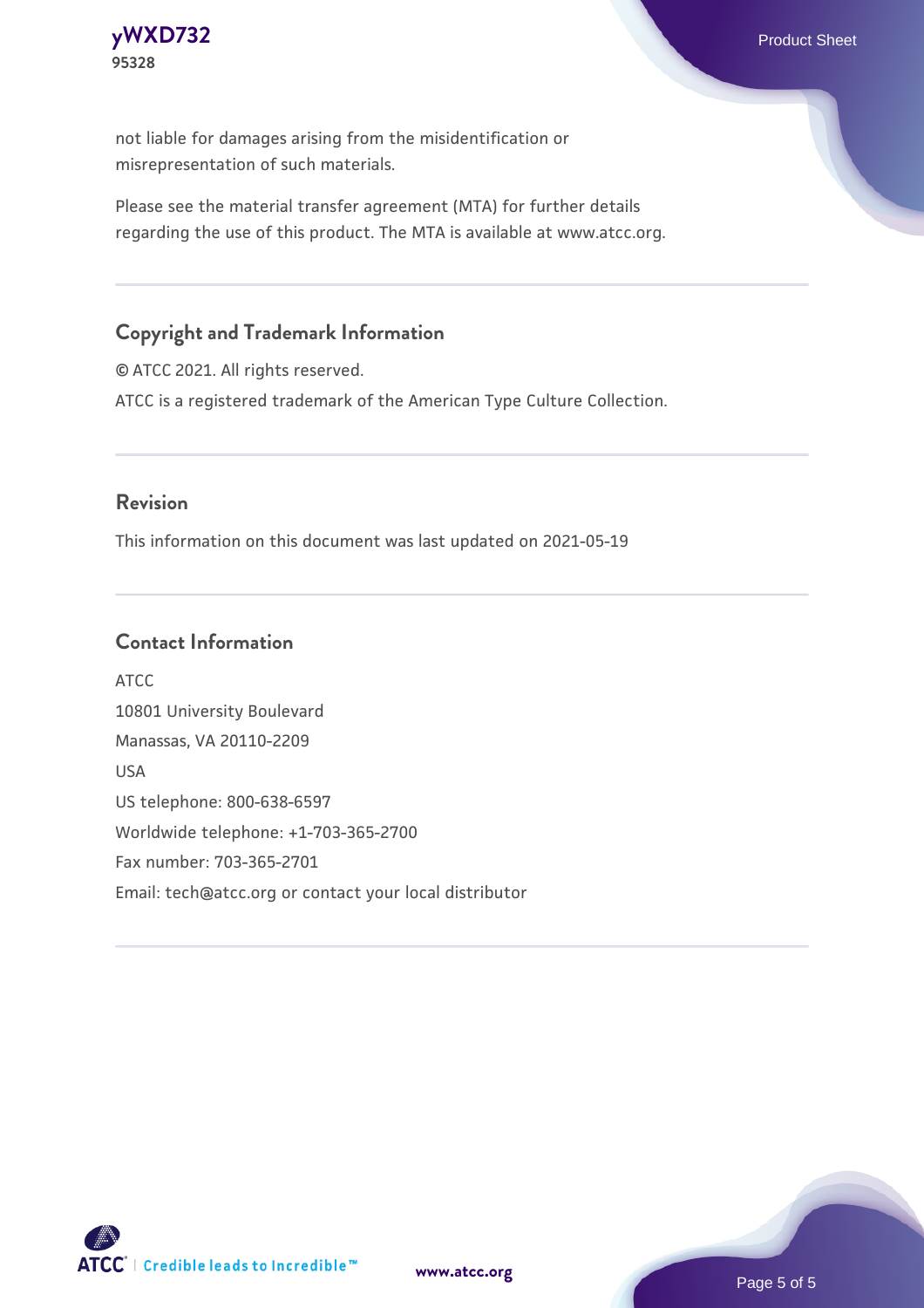not liable for damages arising from the misidentification or misrepresentation of such materials.

Please see the material transfer agreement (MTA) for further details regarding the use of this product. The MTA is available at www.atcc.org.

## Copyright and Trademark Information

© ATCC 2021. All rights reserved.

ATCC is a registered trademark of the American Type Culture Collection.

## Revision

This information on this document was last updated on 2021-05-19

## Contact Information

ATCC

10801 University Boulevard

Manassas, VA 20110-2209

USA

US telephone: 800-638-6597

Worldwide telephone: +1-703-365-2700

Fax number: 703-365-2701

Email: tech@atcc.org or contact your local distributor